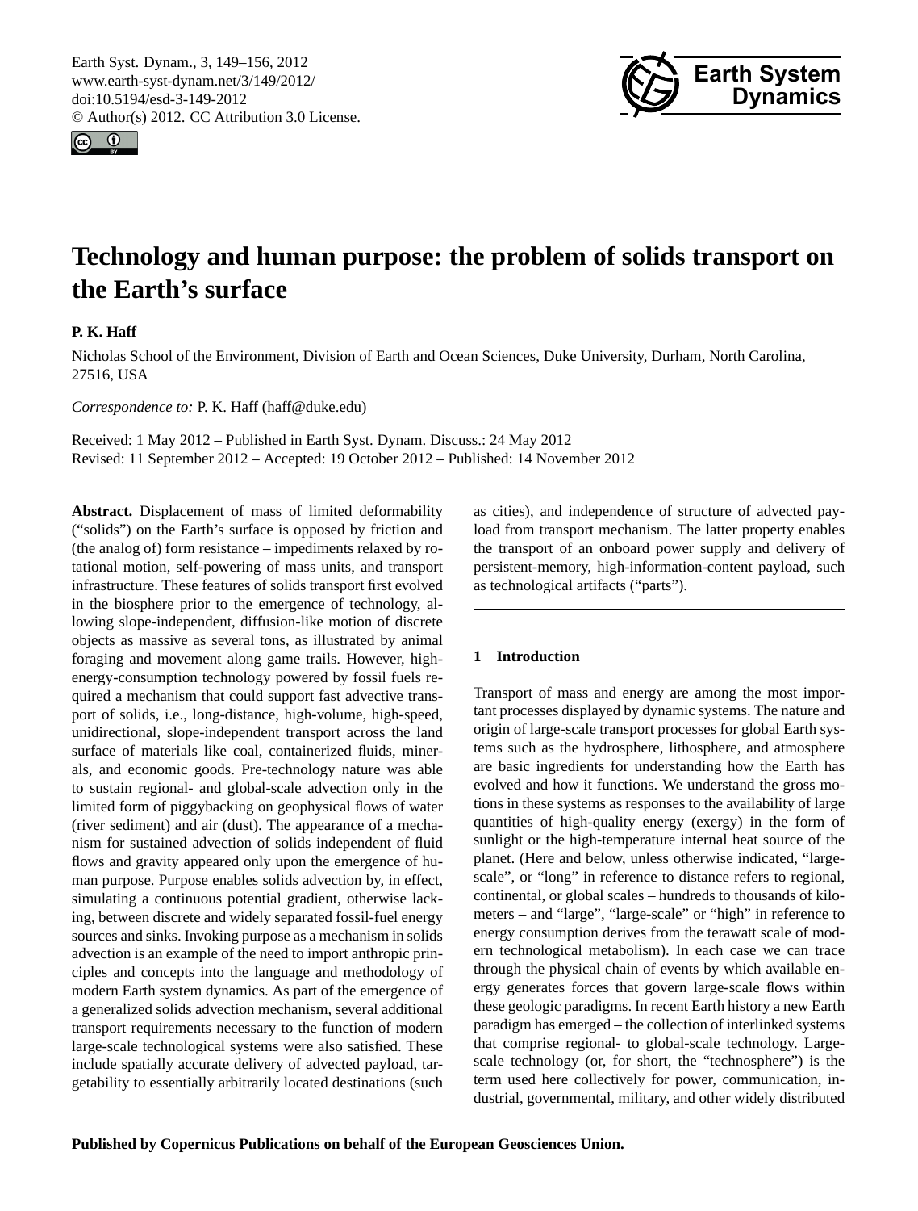# Technology and human purpose: the problem of solids transport on the Earth's surface

**P. K. Haff**

Nicholas School of the Environment, Division of Earth and Ocean Sciences, Duke University, Durham, North Carolina, 27516, USA

*Correspondence to:* P. K. Haff (haff@duke.edu)

Received: 1 May 2012 – Published in Earth Syst. Dynam. Discuss.: 24 May 2012
Revised: 11 September 2012 – Accepted: 19 October 2012 – Published: 14 November 2012

**Abstract.** Displacement of mass of limited deformability ("solids") on the Earth's surface is opposed by friction and (the analog of) form resistance – impediments relaxed by rotational motion, self-powering of mass units, and transport infrastructure. These features of solids transport first evolved in the biosphere prior to the emergence of technology, allowing slope-independent, diffusion-like motion of discrete objects as massive as several tons, as illustrated by animal foraging and movement along game trails. However, high-energy-consumption technology powered by fossil fuels required a mechanism that could support fast advective transport of solids, i.e., long-distance, high-volume, high-speed, unidirectional, slope-independent transport across the land surface of materials like coal, containerized fluids, minerals, and economic goods. Pre-technology nature was able to sustain regional- and global-scale advection only in the limited form of piggybacking on geophysical flows of water (river sediment) and air (dust). The appearance of a mechanism for sustained advection of solids independent of fluid flows and gravity appeared only upon the emergence of human purpose. Purpose enables solids advection by, in effect, simulating a continuous potential gradient, otherwise lacking, between discrete and widely separated fossil-fuel energy sources and sinks. Invoking purpose as a mechanism in solids advection is an example of the need to import anthropic principles and concepts into the language and methodology of modern Earth system dynamics. As part of the emergence of a generalized solids advection mechanism, several additional transport requirements necessary to the function of modern large-scale technological systems were also satisfied. These include spatially accurate delivery of advected payload, targetability to essentially arbitrarily located destinations (such as cities), and independence of structure of advected payload from transport mechanism. The latter property enables the transport of an onboard power supply and delivery of persistent-memory, high-information-content payload, such as technological artifacts ("parts").

## 1 Introduction

Transport of mass and energy are among the most important processes displayed by dynamic systems. The nature and origin of large-scale transport processes for global Earth systems such as the hydrosphere, lithosphere, and atmosphere are basic ingredients for understanding how the Earth has evolved and how it functions. We understand the gross motions in these systems as responses to the availability of large quantities of high-quality energy (exergy) in the form of sunlight or the high-temperature internal heat source of the planet. (Here and below, unless otherwise indicated, "large-scale", or "long" in reference to distance refers to regional, continental, or global scales – hundreds to thousands of kilometers – and "large", "large-scale" or "high" in reference to energy consumption derives from the terawatt scale of modern technological metabolism). In each case we can trace through the physical chain of events by which available energy generates forces that govern large-scale flows within these geologic paradigms. In recent Earth history a new Earth paradigm has emerged – the collection of interlinked systems that comprise regional- to global-scale technology. Large-scale technology (or, for short, the "technosphere") is the term used here collectively for power, communication, industrial, governmental, military, and other widely distributed

Published by Copernicus Publications on behalf of the European Geosciences Union.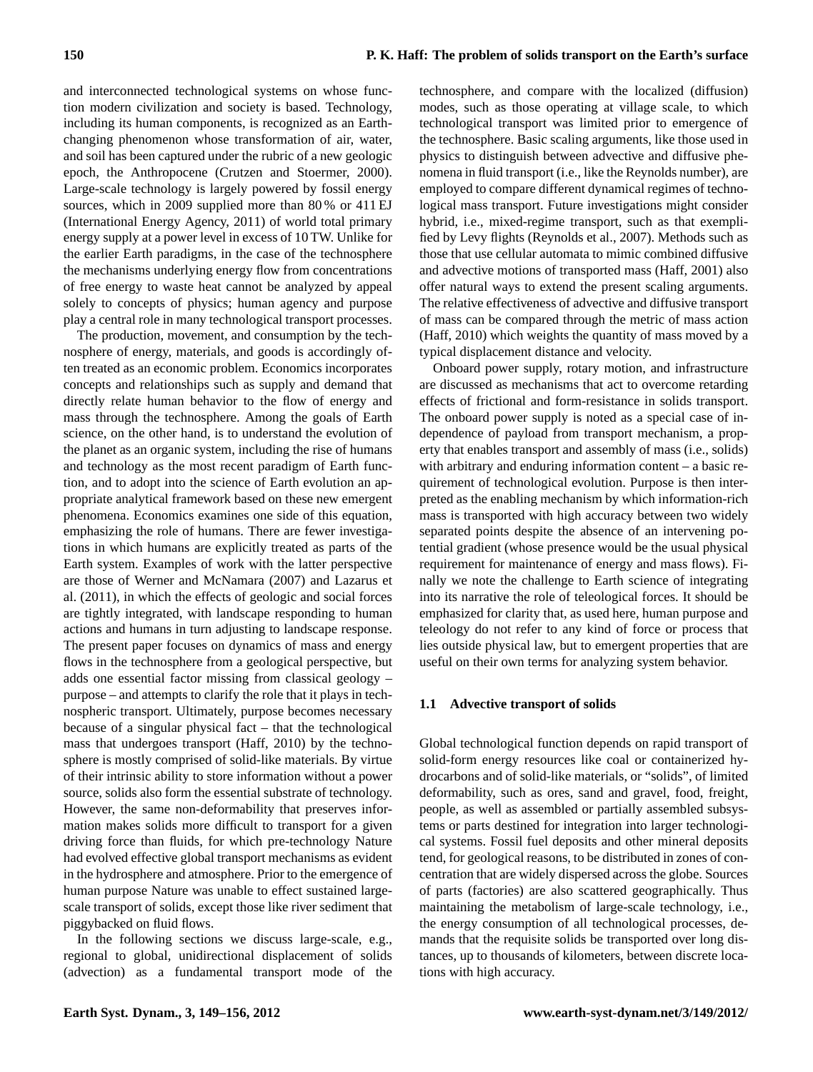and interconnected technological systems on whose function modern civilization and society is based. Technology, including its human components, is recognized as an Earth-changing phenomenon whose transformation of air, water, and soil has been captured under the rubric of a new geologic epoch, the Anthropocene (Crutzen and Stoermer, 2000). Large-scale technology is largely powered by fossil energy sources, which in 2009 supplied more than 80 % or 411 EJ (International Energy Agency, 2011) of world total primary energy supply at a power level in excess of 10 TW. Unlike for the earlier Earth paradigms, in the case of the technosphere the mechanisms underlying energy flow from concentrations of free energy to waste heat cannot be analyzed by appeal solely to concepts of physics; human agency and purpose play a central role in many technological transport processes.

The production, movement, and consumption by the technosphere of energy, materials, and goods is accordingly often treated as an economic problem. Economics incorporates concepts and relationships such as supply and demand that directly relate human behavior to the flow of energy and mass through the technosphere. Among the goals of Earth science, on the other hand, is to understand the evolution of the planet as an organic system, including the rise of humans and technology as the most recent paradigm of Earth function, and to adopt into the science of Earth evolution an appropriate analytical framework based on these new emergent phenomena. Economics examines one side of this equation, emphasizing the role of humans. There are fewer investigations in which humans are explicitly treated as parts of the Earth system. Examples of work with the latter perspective are those of Werner and McNamara (2007) and Lazarus et al. (2011), in which the effects of geologic and social forces are tightly integrated, with landscape responding to human actions and humans in turn adjusting to landscape response. The present paper focuses on dynamics of mass and energy flows in the technosphere from a geological perspective, but adds one essential factor missing from classical geology – purpose – and attempts to clarify the role that it plays in technospheric transport. Ultimately, purpose becomes necessary because of a singular physical fact – that the technological mass that undergoes transport (Haff, 2010) by the technosphere is mostly comprised of solid-like materials. By virtue of their intrinsic ability to store information without a power source, solids also form the essential substrate of technology. However, the same non-deformability that preserves information makes solids more difficult to transport for a given driving force than fluids, for which pre-technology Nature had evolved effective global transport mechanisms as evident in the hydrosphere and atmosphere. Prior to the emergence of human purpose Nature was unable to effect sustained large-scale transport of solids, except those like river sediment that piggybacked on fluid flows.

In the following sections we discuss large-scale, e.g., regional to global, unidirectional displacement of solids (advection) as a fundamental transport mode of the technosphere, and compare with the localized (diffusion) modes, such as those operating at village scale, to which technological transport was limited prior to emergence of the technosphere. Basic scaling arguments, like those used in physics to distinguish between advective and diffusive phenomena in fluid transport (i.e., like the Reynolds number), are employed to compare different dynamical regimes of technological mass transport. Future investigations might consider hybrid, i.e., mixed-regime transport, such as that exemplified by Levy flights (Reynolds et al., 2007). Methods such as those that use cellular automata to mimic combined diffusive and advective motions of transported mass (Haff, 2001) also offer natural ways to extend the present scaling arguments. The relative effectiveness of advective and diffusive transport of mass can be compared through the metric of mass action (Haff, 2010) which weights the quantity of mass moved by a typical displacement distance and velocity.

Onboard power supply, rotary motion, and infrastructure are discussed as mechanisms that act to overcome retarding effects of frictional and form-resistance in solids transport. The onboard power supply is noted as a special case of independence of payload from transport mechanism, a property that enables transport and assembly of mass (i.e., solids) with arbitrary and enduring information content – a basic requirement of technological evolution. Purpose is then interpreted as the enabling mechanism by which information-rich mass is transported with high accuracy between two widely separated points despite the absence of an intervening potential gradient (whose presence would be the usual physical requirement for maintenance of energy and mass flows). Finally we note the challenge to Earth science of integrating into its narrative the role of teleological forces. It should be emphasized for clarity that, as used here, human purpose and teleology do not refer to any kind of force or process that lies outside physical law, but to emergent properties that are useful on their own terms for analyzing system behavior.

### 1.1 Advective transport of solids

Global technological function depends on rapid transport of solid-form energy resources like coal or containerized hydrocarbons and of solid-like materials, or "solids", of limited deformability, such as ores, sand and gravel, food, freight, people, as well as assembled or partially assembled subsystems or parts destined for integration into larger technological systems. Fossil fuel deposits and other mineral deposits tend, for geological reasons, to be distributed in zones of concentration that are widely dispersed across the globe. Sources of parts (factories) are also scattered geographically. Thus maintaining the metabolism of large-scale technology, i.e., the energy consumption of all technological processes, demands that the requisite solids be transported over long distances, up to thousands of kilometers, between discrete locations with high accuracy.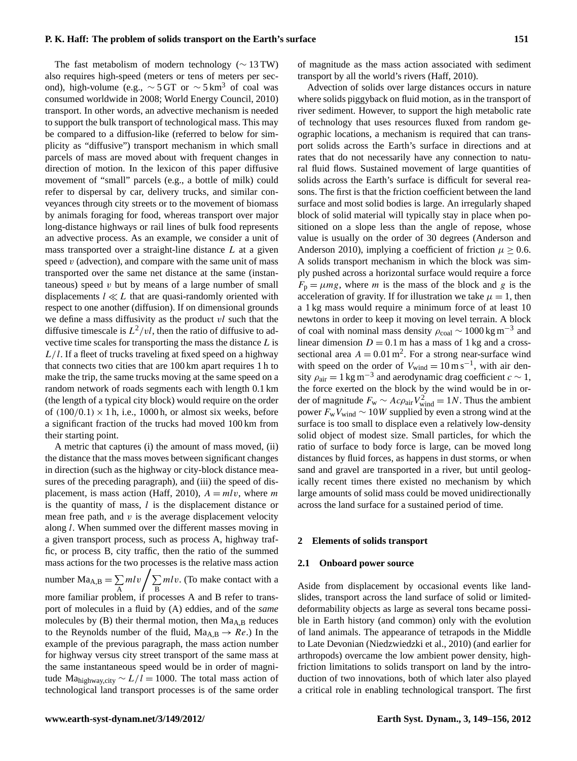The fast metabolism of modern technology ($\sim 13\,\mathrm{TW}$) also requires high-speed (meters or tens of meters per second), high-volume (e.g., $\sim 5\,\mathrm{GT}$ or $\sim 5\,\mathrm{km}^3$ of coal was consumed worldwide in 2008; World Energy Council, 2010) transport. In other words, an advective mechanism is needed to support the bulk transport of technological mass. This may be compared to a diffusion-like (referred to below for simplicity as "diffusive") transport mechanism in which small parcels of mass are moved about with frequent changes in direction of motion. In the lexicon of this paper diffusive movement of "small" parcels (e.g., a bottle of milk) could refer to dispersal by car, delivery trucks, and similar conveyances through city streets or to the movement of biomass by animals foraging for food, whereas transport over major long-distance highways or rail lines of bulk food represents an advective process. As an example, we consider a unit of mass transported over a straight-line distance $L$ at a given speed $v$ (advection), and compare with the same unit of mass transported over the same net distance at the same (instantaneous) speed $v$ but by means of a large number of small displacements $l \ll L$ that are quasi-randomly oriented with respect to one another (diffusion). If on dimensional grounds we define a mass diffusivity as the product $vl$ such that the diffusive timescale is $L^2/vl$, then the ratio of diffusive to advective time scales for transporting the mass the distance $L$ is $L/l$. If a fleet of trucks traveling at fixed speed on a highway that connects two cities that are 100 km apart requires 1 h to make the trip, the same trucks moving at the same speed on a random network of roads segments each with length 0.1 km (the length of a typical city block) would require on the order of $(100/0.1) \times 1\,\mathrm{h}$, i.e., 1000 h, or almost six weeks, before a significant fraction of the trucks had moved 100 km from their starting point.

A metric that captures (i) the amount of mass moved, (ii) the distance that the mass moves between significant changes in direction (such as the highway or city-block distance measures of the preceding paragraph), and (iii) the speed of displacement, is mass action (Haff, 2010), $A = mlv$, where $m$ is the quantity of mass, $l$ is the displacement distance or mean free path, and $v$ is the average displacement velocity along $l$. When summed over the different masses moving in a given transport process, such as process A, highway traffic, or process B, city traffic, then the ratio of the summed mass actions for the two processes is the relative mass action number $\mathrm{Ma}_{\mathrm{A,B}} = \sum_{\mathrm{A}} mlv \Big/ \sum_{\mathrm{B}} mlv$. (To make contact with a more familiar problem, if processes A and B refer to transport of molecules in a fluid by (A) eddies, and of the *same* molecules by (B) their thermal motion, then $\mathrm{Ma}_{\mathrm{A,B}}$ reduces to the Reynolds number of the fluid, $\mathrm{Ma}_{\mathrm{A,B}} \rightarrow Re$.) In the example of the previous paragraph, the mass action number for highway versus city street transport of the same mass at the same instantaneous speed would be in order of magnitude $\mathrm{Ma}_{\mathrm{highway,city}} \sim L/l = 1000$. The total mass action of technological land transport processes is of the same order of magnitude as the mass action associated with sediment transport by all the world's rivers (Haff, 2010).

Advection of solids over large distances occurs in nature where solids piggyback on fluid motion, as in the transport of river sediment. However, to support the high metabolic rate of technology that uses resources fluxed from random geographic locations, a mechanism is required that can transport solids across the Earth's surface in directions and at rates that do not necessarily have any connection to natural fluid flows. Sustained movement of large quantities of solids across the Earth's surface is difficult for several reasons. The first is that the friction coefficient between the land surface and most solid bodies is large. An irregularly shaped block of solid material will typically stay in place when positioned on a slope less than the angle of repose, whose value is usually on the order of 30 degrees (Anderson and Anderson 2010), implying a coefficient of friction $\mu \geq 0.6$. A solids transport mechanism in which the block was simply pushed across a horizontal surface would require a force $F_{\mathrm{p}} = \mu mg$, where $m$ is the mass of the block and $g$ is the acceleration of gravity. If for illustration we take $\mu = 1$, then a 1 kg mass would require a minimum force of at least 10 newtons in order to keep it moving on level terrain. A block of coal with nominal mass density $\rho_{\mathrm{coal}} \sim 1000\,\mathrm{kg\,m^{-3}}$ and linear dimension $D = 0.1\,\mathrm{m}$ has a mass of 1 kg and a cross-sectional area $A = 0.01\,\mathrm{m}^2$. For a strong near-surface wind with speed on the order of $V_{\mathrm{wind}} = 10\,\mathrm{m\,s^{-1}}$, with air density $\rho_{\mathrm{air}} = 1\,\mathrm{kg\,m^{-3}}$ and aerodynamic drag coefficient $c \sim 1$, the force exerted on the block by the wind would be in order of magnitude $F_{\mathrm{w}} \sim Ac\rho_{\mathrm{air}}V_{\mathrm{wind}}^2 = 1N$. Thus the ambient power $F_{\mathrm{w}}V_{\mathrm{wind}} \sim 10W$ supplied by even a strong wind at the surface is too small to displace even a relatively low-density solid object of modest size. Small particles, for which the ratio of surface to body force is large, can be moved long distances by fluid forces, as happens in dust storms, or when sand and gravel are transported in a river, but until geologically recent times there existed no mechanism by which large amounts of solid mass could be moved unidirectionally across the land surface for a sustained period of time.

## 2 Elements of solids transport

### 2.1 Onboard power source

Aside from displacement by occasional events like landslides, transport across the land surface of solid or limited-deformability objects as large as several tons became possible in Earth history (and common) only with the evolution of land animals. The appearance of tetrapods in the Middle to Late Devonian (Niedzwiedzki et al., 2010) (and earlier for arthropods) overcame the low ambient power density, high-friction limitations to solids transport on land by the introduction of two innovations, both of which later also played a critical role in enabling technological transport. The first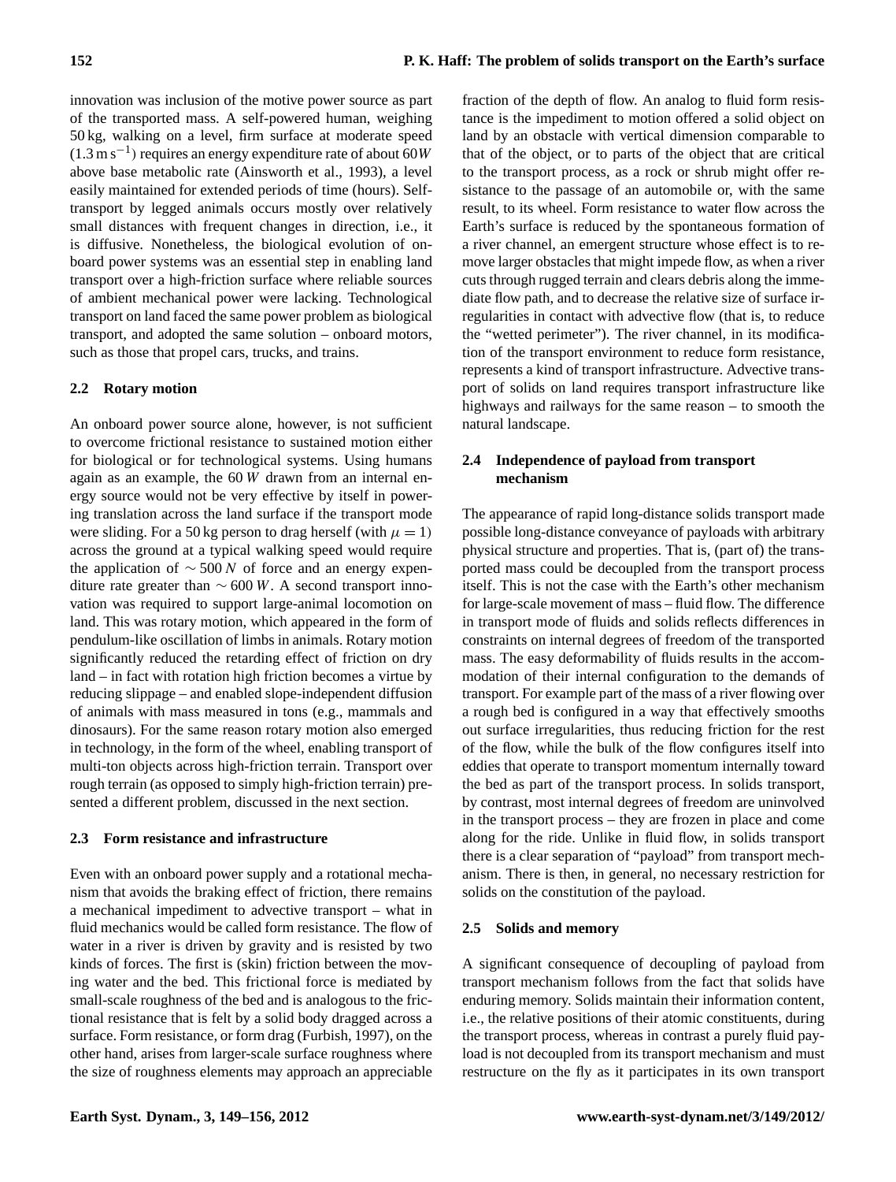innovation was inclusion of the motive power source as part of the transported mass. A self-powered human, weighing 50 kg, walking on a level, firm surface at moderate speed ($1.3\,\mathrm{m\,s^{-1}}$) requires an energy expenditure rate of about 60$W$ above base metabolic rate (Ainsworth et al., 1993), a level easily maintained for extended periods of time (hours). Self-transport by legged animals occurs mostly over relatively small distances with frequent changes in direction, i.e., it is diffusive. Nonetheless, the biological evolution of on-board power systems was an essential step in enabling land transport over a high-friction surface where reliable sources of ambient mechanical power were lacking. Technological transport on land faced the same power problem as biological transport, and adopted the same solution – onboard motors, such as those that propel cars, trucks, and trains.

### 2.2 Rotary motion

An onboard power source alone, however, is not sufficient to overcome frictional resistance to sustained motion either for biological or for technological systems. Using humans again as an example, the 60 $W$ drawn from an internal energy source would not be very effective by itself in powering translation across the land surface if the transport mode were sliding. For a 50 kg person to drag herself (with $\mu = 1$) across the ground at a typical walking speed would require the application of $\sim 500\,N$ of force and an energy expenditure rate greater than $\sim 600\,W$. A second transport innovation was required to support large-animal locomotion on land. This was rotary motion, which appeared in the form of pendulum-like oscillation of limbs in animals. Rotary motion significantly reduced the retarding effect of friction on dry land – in fact with rotation high friction becomes a virtue by reducing slippage – and enabled slope-independent diffusion of animals with mass measured in tons (e.g., mammals and dinosaurs). For the same reason rotary motion also emerged in technology, in the form of the wheel, enabling transport of multi-ton objects across high-friction terrain. Transport over rough terrain (as opposed to simply high-friction terrain) presented a different problem, discussed in the next section.

### 2.3 Form resistance and infrastructure

Even with an onboard power supply and a rotational mechanism that avoids the braking effect of friction, there remains a mechanical impediment to advective transport – what in fluid mechanics would be called form resistance. The flow of water in a river is driven by gravity and is resisted by two kinds of forces. The first is (skin) friction between the moving water and the bed. This frictional force is mediated by small-scale roughness of the bed and is analogous to the frictional resistance that is felt by a solid body dragged across a surface. Form resistance, or form drag (Furbish, 1997), on the other hand, arises from larger-scale surface roughness where the size of roughness elements may approach an appreciable fraction of the depth of flow. An analog to fluid form resistance is the impediment to motion offered a solid object on land by an obstacle with vertical dimension comparable to that of the object, or to parts of the object that are critical to the transport process, as a rock or shrub might offer resistance to the passage of an automobile or, with the same result, to its wheel. Form resistance to water flow across the Earth's surface is reduced by the spontaneous formation of a river channel, an emergent structure whose effect is to remove larger obstacles that might impede flow, as when a river cuts through rugged terrain and clears debris along the immediate flow path, and to decrease the relative size of surface irregularities in contact with advective flow (that is, to reduce the "wetted perimeter"). The river channel, in its modification of the transport environment to reduce form resistance, represents a kind of transport infrastructure. Advective transport of solids on land requires transport infrastructure like highways and railways for the same reason – to smooth the natural landscape.

### 2.4 Independence of payload from transport mechanism

The appearance of rapid long-distance solids transport made possible long-distance conveyance of payloads with arbitrary physical structure and properties. That is, (part of) the transported mass could be decoupled from the transport process itself. This is not the case with the Earth's other mechanism for large-scale movement of mass – fluid flow. The difference in transport mode of fluids and solids reflects differences in constraints on internal degrees of freedom of the transported mass. The easy deformability of fluids results in the accommodation of their internal configuration to the demands of transport. For example part of the mass of a river flowing over a rough bed is configured in a way that effectively smooths out surface irregularities, thus reducing friction for the rest of the flow, while the bulk of the flow configures itself into eddies that operate to transport momentum internally toward the bed as part of the transport process. In solids transport, by contrast, most internal degrees of freedom are uninvolved in the transport process – they are frozen in place and come along for the ride. Unlike in fluid flow, in solids transport there is a clear separation of "payload" from transport mechanism. There is then, in general, no necessary restriction for solids on the constitution of the payload.

### 2.5 Solids and memory

A significant consequence of decoupling of payload from transport mechanism follows from the fact that solids have enduring memory. Solids maintain their information content, i.e., the relative positions of their atomic constituents, during the transport process, whereas in contrast a purely fluid payload is not decoupled from its transport mechanism and must restructure on the fly as it participates in its own transport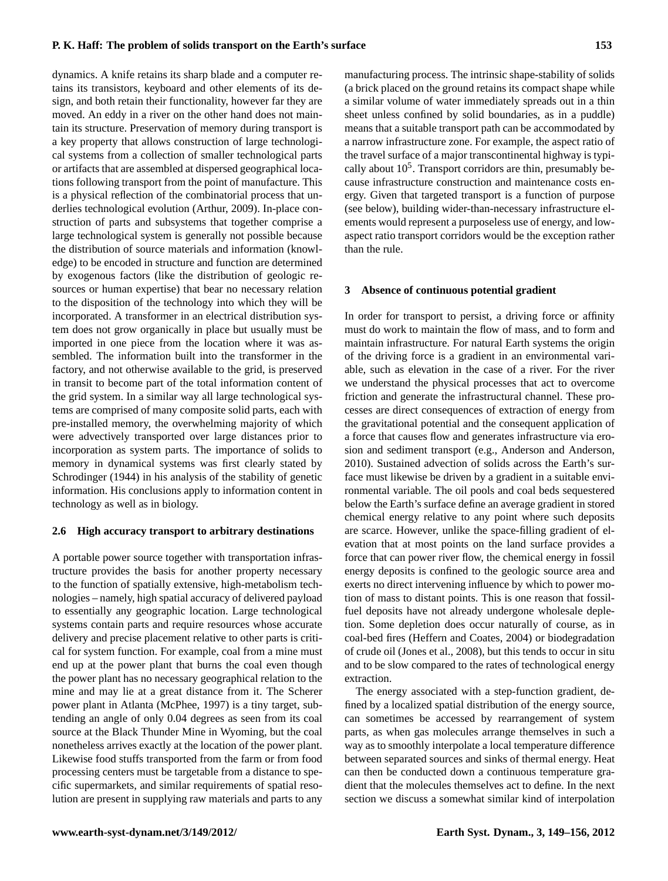dynamics. A knife retains its sharp blade and a computer retains its transistors, keyboard and other elements of its design, and both retain their functionality, however far they are moved. An eddy in a river on the other hand does not maintain its structure. Preservation of memory during transport is a key property that allows construction of large technological systems from a collection of smaller technological parts or artifacts that are assembled at dispersed geographical locations following transport from the point of manufacture. This is a physical reflection of the combinatorial process that underlies technological evolution (Arthur, 2009). In-place construction of parts and subsystems that together comprise a large technological system is generally not possible because the distribution of source materials and information (knowledge) to be encoded in structure and function are determined by exogenous factors (like the distribution of geologic resources or human expertise) that bear no necessary relation to the disposition of the technology into which they will be incorporated. A transformer in an electrical distribution system does not grow organically in place but usually must be imported in one piece from the location where it was assembled. The information built into the transformer in the factory, and not otherwise available to the grid, is preserved in transit to become part of the total information content of the grid system. In a similar way all large technological systems are comprised of many composite solid parts, each with pre-installed memory, the overwhelming majority of which were advectively transported over large distances prior to incorporation as system parts. The importance of solids to memory in dynamical systems was first clearly stated by Schrodinger (1944) in his analysis of the stability of genetic information. His conclusions apply to information content in technology as well as in biology.

### 2.6 High accuracy transport to arbitrary destinations

A portable power source together with transportation infrastructure provides the basis for another property necessary to the function of spatially extensive, high-metabolism technologies – namely, high spatial accuracy of delivered payload to essentially any geographic location. Large technological systems contain parts and require resources whose accurate delivery and precise placement relative to other parts is critical for system function. For example, coal from a mine must end up at the power plant that burns the coal even though the power plant has no necessary geographical relation to the mine and may lie at a great distance from it. The Scherer power plant in Atlanta (McPhee, 1997) is a tiny target, subtending an angle of only 0.04 degrees as seen from its coal source at the Black Thunder Mine in Wyoming, but the coal nonetheless arrives exactly at the location of the power plant. Likewise food stuffs transported from the farm or from food processing centers must be targetable from a distance to specific supermarkets, and similar requirements of spatial resolution are present in supplying raw materials and parts to any manufacturing process. The intrinsic shape-stability of solids (a brick placed on the ground retains its compact shape while a similar volume of water immediately spreads out in a thin sheet unless confined by solid boundaries, as in a puddle) means that a suitable transport path can be accommodated by a narrow infrastructure zone. For example, the aspect ratio of the travel surface of a major transcontinental highway is typically about $10^5$. Transport corridors are thin, presumably because infrastructure construction and maintenance costs energy. Given that targeted transport is a function of purpose (see below), building wider-than-necessary infrastructure elements would represent a purposeless use of energy, and low-aspect ratio transport corridors would be the exception rather than the rule.

## 3 Absence of continuous potential gradient

In order for transport to persist, a driving force or affinity must do work to maintain the flow of mass, and to form and maintain infrastructure. For natural Earth systems the origin of the driving force is a gradient in an environmental variable, such as elevation in the case of a river. For the river we understand the physical processes that act to overcome friction and generate the infrastructural channel. These processes are direct consequences of extraction of energy from the gravitational potential and the consequent application of a force that causes flow and generates infrastructure via erosion and sediment transport (e.g., Anderson and Anderson, 2010). Sustained advection of solids across the Earth's surface must likewise be driven by a gradient in a suitable environmental variable. The oil pools and coal beds sequestered below the Earth's surface define an average gradient in stored chemical energy relative to any point where such deposits are scarce. However, unlike the space-filling gradient of elevation that at most points on the land surface provides a force that can power river flow, the chemical energy in fossil energy deposits is confined to the geologic source area and exerts no direct intervening influence by which to power motion of mass to distant points. This is one reason that fossil-fuel deposits have not already undergone wholesale depletion. Some depletion does occur naturally of course, as in coal-bed fires (Heffern and Coates, 2004) or biodegradation of crude oil (Jones et al., 2008), but this tends to occur in situ and to be slow compared to the rates of technological energy extraction.

The energy associated with a step-function gradient, defined by a localized spatial distribution of the energy source, can sometimes be accessed by rearrangement of system parts, as when gas molecules arrange themselves in such a way as to smoothly interpolate a local temperature difference between separated sources and sinks of thermal energy. Heat can then be conducted down a continuous temperature gradient that the molecules themselves act to define. In the next section we discuss a somewhat similar kind of interpolation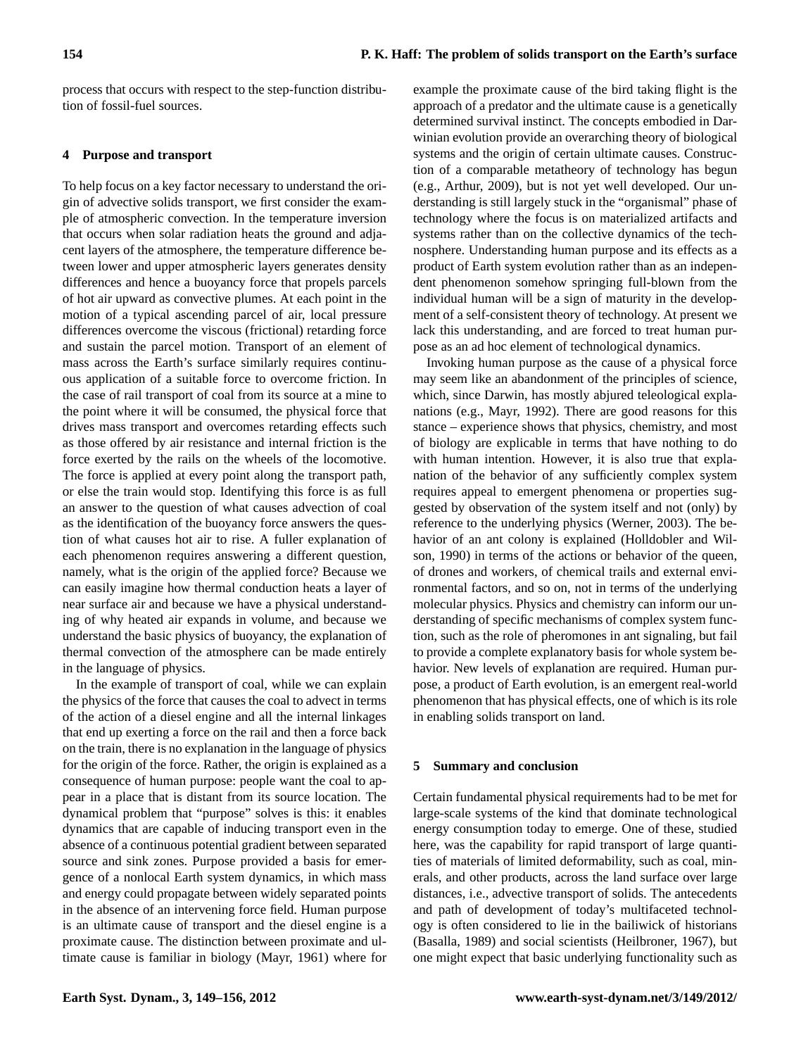process that occurs with respect to the step-function distribution of fossil-fuel sources.

## 4 Purpose and transport

To help focus on a key factor necessary to understand the origin of advective solids transport, we first consider the example of atmospheric convection. In the temperature inversion that occurs when solar radiation heats the ground and adjacent layers of the atmosphere, the temperature difference between lower and upper atmospheric layers generates density differences and hence a buoyancy force that propels parcels of hot air upward as convective plumes. At each point in the motion of a typical ascending parcel of air, local pressure differences overcome the viscous (frictional) retarding force and sustain the parcel motion. Transport of an element of mass across the Earth's surface similarly requires continuous application of a suitable force to overcome friction. In the case of rail transport of coal from its source at a mine to the point where it will be consumed, the physical force that drives mass transport and overcomes retarding effects such as those offered by air resistance and internal friction is the force exerted by the rails on the wheels of the locomotive. The force is applied at every point along the transport path, or else the train would stop. Identifying this force is as full an answer to the question of what causes advection of coal as the identification of the buoyancy force answers the question of what causes hot air to rise. A fuller explanation of each phenomenon requires answering a different question, namely, what is the origin of the applied force? Because we can easily imagine how thermal conduction heats a layer of near surface air and because we have a physical understanding of why heated air expands in volume, and because we understand the basic physics of buoyancy, the explanation of thermal convection of the atmosphere can be made entirely in the language of physics.

In the example of transport of coal, while we can explain the physics of the force that causes the coal to advect in terms of the action of a diesel engine and all the internal linkages that end up exerting a force on the rail and then a force back on the train, there is no explanation in the language of physics for the origin of the force. Rather, the origin is explained as a consequence of human purpose: people want the coal to appear in a place that is distant from its source location. The dynamical problem that "purpose" solves is this: it enables dynamics that are capable of inducing transport even in the absence of a continuous potential gradient between separated source and sink zones. Purpose provided a basis for emergence of a nonlocal Earth system dynamics, in which mass and energy could propagate between widely separated points in the absence of an intervening force field. Human purpose is an ultimate cause of transport and the diesel engine is a proximate cause. The distinction between proximate and ultimate cause is familiar in biology (Mayr, 1961) where for example the proximate cause of the bird taking flight is the approach of a predator and the ultimate cause is a genetically determined survival instinct. The concepts embodied in Darwinian evolution provide an overarching theory of biological systems and the origin of certain ultimate causes. Construction of a comparable metatheory of technology has begun (e.g., Arthur, 2009), but is not yet well developed. Our understanding is still largely stuck in the "organismal" phase of technology where the focus is on materialized artifacts and systems rather than on the collective dynamics of the technosphere. Understanding human purpose and its effects as a product of Earth system evolution rather than as an independent phenomenon somehow springing full-blown from the individual human will be a sign of maturity in the development of a self-consistent theory of technology. At present we lack this understanding, and are forced to treat human purpose as an ad hoc element of technological dynamics.

Invoking human purpose as the cause of a physical force may seem like an abandonment of the principles of science, which, since Darwin, has mostly abjured teleological explanations (e.g., Mayr, 1992). There are good reasons for this stance – experience shows that physics, chemistry, and most of biology are explicable in terms that have nothing to do with human intention. However, it is also true that explanation of the behavior of any sufficiently complex system requires appeal to emergent phenomena or properties suggested by observation of the system itself and not (only) by reference to the underlying physics (Werner, 2003). The behavior of an ant colony is explained (Holldobler and Wilson, 1990) in terms of the actions or behavior of the queen, of drones and workers, of chemical trails and external environmental factors, and so on, not in terms of the underlying molecular physics. Physics and chemistry can inform our understanding of specific mechanisms of complex system function, such as the role of pheromones in ant signaling, but fail to provide a complete explanatory basis for whole system behavior. New levels of explanation are required. Human purpose, a product of Earth evolution, is an emergent real-world phenomenon that has physical effects, one of which is its role in enabling solids transport on land.

## 5 Summary and conclusion

Certain fundamental physical requirements had to be met for large-scale systems of the kind that dominate technological energy consumption today to emerge. One of these, studied here, was the capability for rapid transport of large quantities of materials of limited deformability, such as coal, minerals, and other products, across the land surface over large distances, i.e., advective transport of solids. The antecedents and path of development of today's multifaceted technology is often considered to lie in the bailiwick of historians (Basalla, 1989) and social scientists (Heilbroner, 1967), but one might expect that basic underlying functionality such as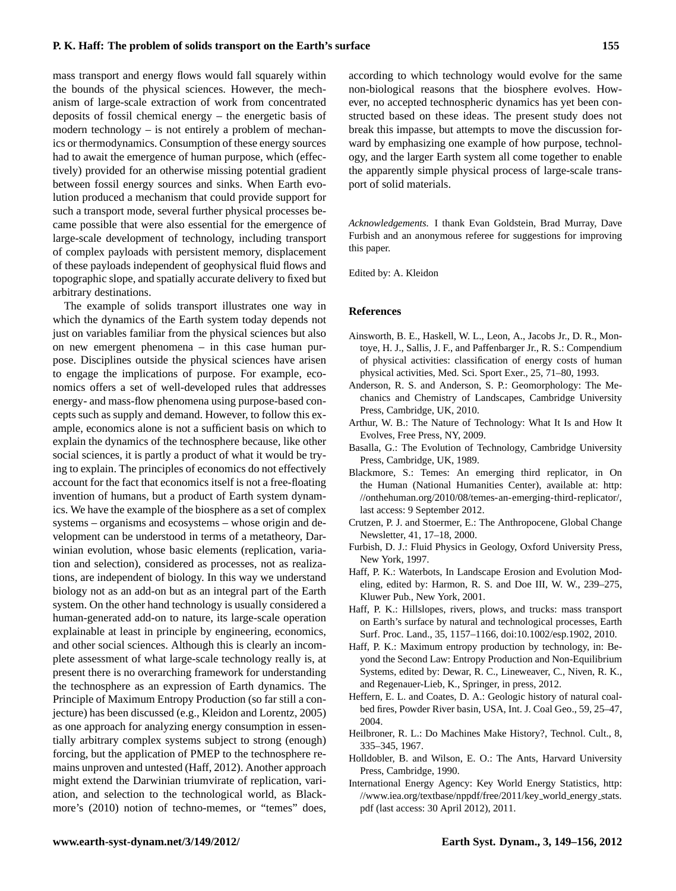mass transport and energy flows would fall squarely within the bounds of the physical sciences. However, the mechanism of large-scale extraction of work from concentrated deposits of fossil chemical energy – the energetic basis of modern technology – is not entirely a problem of mechanics or thermodynamics. Consumption of these energy sources had to await the emergence of human purpose, which (effectively) provided for an otherwise missing potential gradient between fossil energy sources and sinks. When Earth evolution produced a mechanism that could provide support for such a transport mode, several further physical processes became possible that were also essential for the emergence of large-scale development of technology, including transport of complex payloads with persistent memory, displacement of these payloads independent of geophysical fluid flows and topographic slope, and spatially accurate delivery to fixed but arbitrary destinations.

The example of solids transport illustrates one way in which the dynamics of the Earth system today depends not just on variables familiar from the physical sciences but also on new emergent phenomena – in this case human purpose. Disciplines outside the physical sciences have arisen to engage the implications of purpose. For example, economics offers a set of well-developed rules that addresses energy- and mass-flow phenomena using purpose-based concepts such as supply and demand. However, to follow this example, economics alone is not a sufficient basis on which to explain the dynamics of the technosphere because, like other social sciences, it is partly a product of what it would be trying to explain. The principles of economics do not effectively account for the fact that economics itself is not a free-floating invention of humans, but a product of Earth system dynamics. We have the example of the biosphere as a set of complex systems – organisms and ecosystems – whose origin and development can be understood in terms of a metatheory, Darwinian evolution, whose basic elements (replication, variation and selection), considered as processes, not as realizations, are independent of biology. In this way we understand biology not as an add-on but as an integral part of the Earth system. On the other hand technology is usually considered a human-generated add-on to nature, its large-scale operation explainable at least in principle by engineering, economics, and other social sciences. Although this is clearly an incomplete assessment of what large-scale technology really is, at present there is no overarching framework for understanding the technosphere as an expression of Earth dynamics. The Principle of Maximum Entropy Production (so far still a conjecture) has been discussed (e.g., Kleidon and Lorentz, 2005) as one approach for analyzing energy consumption in essentially arbitrary complex systems subject to strong (enough) forcing, but the application of PMEP to the technosphere remains unproven and untested (Haff, 2012). Another approach might extend the Darwinian triumvirate of replication, variation, and selection to the technological world, as Blackmore's (2010) notion of techno-memes, or "temes" does, according to which technology would evolve for the same non-biological reasons that the biosphere evolves. However, no accepted technospheric dynamics has yet been constructed based on these ideas. The present study does not break this impasse, but attempts to move the discussion forward by emphasizing one example of how purpose, technology, and the larger Earth system all come together to enable the apparently simple physical process of large-scale transport of solid materials.

*Acknowledgements.* I thank Evan Goldstein, Brad Murray, Dave Furbish and an anonymous referee for suggestions for improving this paper.

Edited by: A. Kleidon

## References

Ainsworth, B. E., Haskell, W. L., Leon, A., Jacobs Jr., D. R., Montoye, H. J., Sallis, J. F., and Paffenbarger Jr., R. S.: Compendium of physical activities: classification of energy costs of human physical activities, Med. Sci. Sport Exer., 25, 71–80, 1993.

Anderson, R. S. and Anderson, S. P.: Geomorphology: The Mechanics and Chemistry of Landscapes, Cambridge University Press, Cambridge, UK, 2010.

Arthur, W. B.: The Nature of Technology: What It Is and How It Evolves, Free Press, NY, 2009.

Basalla, G.: The Evolution of Technology, Cambridge University Press, Cambridge, UK, 1989.

Blackmore, S.: Temes: An emerging third replicator, in On the Human (National Humanities Center), available at: http://onthehuman.org/2010/08/temes-an-emerging-third-replicator/, last access: 9 September 2012.

Crutzen, P. J. and Stoermer, E.: The Anthropocene, Global Change Newsletter, 41, 17–18, 2000.

Furbish, D. J.: Fluid Physics in Geology, Oxford University Press, New York, 1997.

Haff, P. K.: Waterbots, In Landscape Erosion and Evolution Modeling, edited by: Harmon, R. S. and Doe III, W. W., 239–275, Kluwer Pub., New York, 2001.

Haff, P. K.: Hillslopes, rivers, plows, and trucks: mass transport on Earth's surface by natural and technological processes, Earth Surf. Proc. Land., 35, 1157–1166, doi:10.1002/esp.1902, 2010.

Haff, P. K.: Maximum entropy production by technology, in: Beyond the Second Law: Entropy Production and Non-Equilibrium Systems, edited by: Dewar, R. C., Lineweaver, C., Niven, R. K., and Regenauer-Lieb, K., Springer, in press, 2012.

Heffern, E. L. and Coates, D. A.: Geologic history of natural coalbed fires, Powder River basin, USA, Int. J. Coal Geo., 59, 25–47, 2004.

Heilbroner, R. L.: Do Machines Make History?, Technol. Cult., 8, 335–345, 1967.

Holldobler, B. and Wilson, E. O.: The Ants, Harvard University Press, Cambridge, 1990.

International Energy Agency: Key World Energy Statistics, http://www.iea.org/textbase/nppdf/free/2011/key_world_energy_stats.pdf (last access: 30 April 2012), 2011.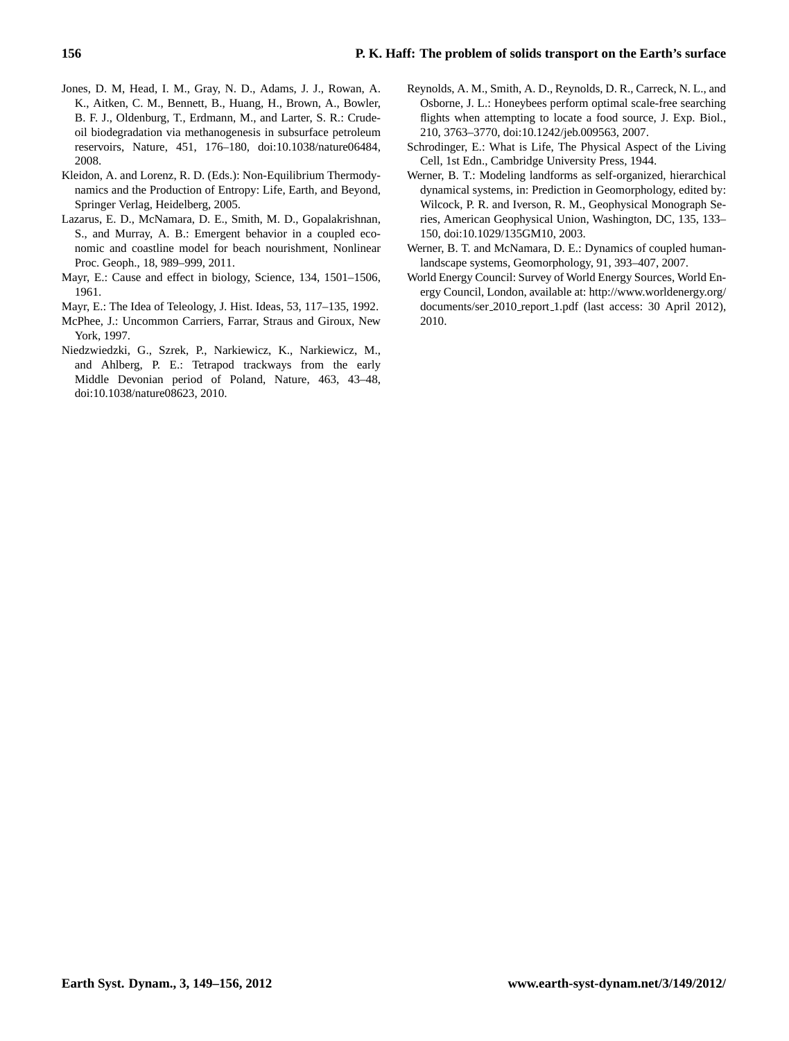Jones, D. M, Head, I. M., Gray, N. D., Adams, J. J., Rowan, A. K., Aitken, C. M., Bennett, B., Huang, H., Brown, A., Bowler, B. F. J., Oldenburg, T., Erdmann, M., and Larter, S. R.: Crude-oil biodegradation via methanogenesis in subsurface petroleum reservoirs, Nature, 451, 176–180, doi:10.1038/nature06484, 2008.

Kleidon, A. and Lorenz, R. D. (Eds.): Non-Equilibrium Thermodynamics and the Production of Entropy: Life, Earth, and Beyond, Springer Verlag, Heidelberg, 2005.

Lazarus, E. D., McNamara, D. E., Smith, M. D., Gopalakrishnan, S., and Murray, A. B.: Emergent behavior in a coupled economic and coastline model for beach nourishment, Nonlinear Proc. Geoph., 18, 989–999, 2011.

Mayr, E.: Cause and effect in biology, Science, 134, 1501–1506, 1961.

Mayr, E.: The Idea of Teleology, J. Hist. Ideas, 53, 117–135, 1992.

McPhee, J.: Uncommon Carriers, Farrar, Straus and Giroux, New York, 1997.

Niedzwiedzki, G., Szrek, P., Narkiewicz, K., Narkiewicz, M., and Ahlberg, P. E.: Tetrapod trackways from the early Middle Devonian period of Poland, Nature, 463, 43–48, doi:10.1038/nature08623, 2010.

Reynolds, A. M., Smith, A. D., Reynolds, D. R., Carreck, N. L., and Osborne, J. L.: Honeybees perform optimal scale-free searching flights when attempting to locate a food source, J. Exp. Biol., 210, 3763–3770, doi:10.1242/jeb.009563, 2007.

Schrodinger, E.: What is Life, The Physical Aspect of the Living Cell, 1st Edn., Cambridge University Press, 1944.

Werner, B. T.: Modeling landforms as self-organized, hierarchical dynamical systems, in: Prediction in Geomorphology, edited by: Wilcock, P. R. and Iverson, R. M., Geophysical Monograph Series, American Geophysical Union, Washington, DC, 135, 133–150, doi:10.1029/135GM10, 2003.

Werner, B. T. and McNamara, D. E.: Dynamics of coupled human-landscape systems, Geomorphology, 91, 393–407, 2007.

World Energy Council: Survey of World Energy Sources, World Energy Council, London, available at: http://www.worldenergy.org/documents/ser_2010_report_1.pdf (last access: 30 April 2012), 2010.